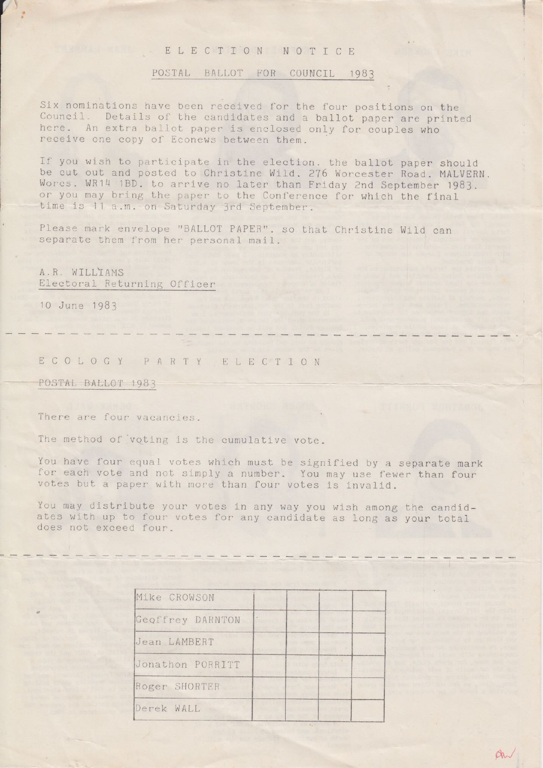# ELECTION NOTICE

## POSTAL BALLOT FOR COUNCIL 1983

Six nominations have been received for the four positions on the Council. Details of the candidates and a ballot paper are printed here. An extra ballot paper is enclosed only for couples who receive one copy of Econews between them.

If you wish to participate in the election, the ballot paper should be cut out and posted to Christine Wild, 276 Worcester Road, MALVERN, Worcs. WR14 1BD, to arrive no later than Friday 2nd September 1983, or you may bring the paper to the Conference for which the final time is 11 a.m. on Saturday 3rd September.

Please mark envelope "BALLOT PAPER", so that Christine Wild can separate them from her personal mail.

A.R. WILLIAMS
Electoral Returning Officer

10 June 1983

---

# ECOLOGY PARTY ELECTION

## POSTAL BALLOT 1983

There are four vacancies.

The method of voting is the cumulative vote.

You have four equal votes which must be signified by a separate mark for each vote and not simply a number. You may use fewer than four votes but a paper with more than four votes is invalid.

You may distribute your votes in any way you wish among the candidates with up to four votes for any candidate as long as your total does not exceed four.

---

| Candidate | | | | |
|---|---|---|---|---|
| Mike CROWSON | | | | |
| Geoffrey DARNTON | | | | |
| Jean LAMBERT | | | | |
| Jonathon PORRITT | | | | |
| Roger SHORTER | | | | |
| Derek WALL | | | | |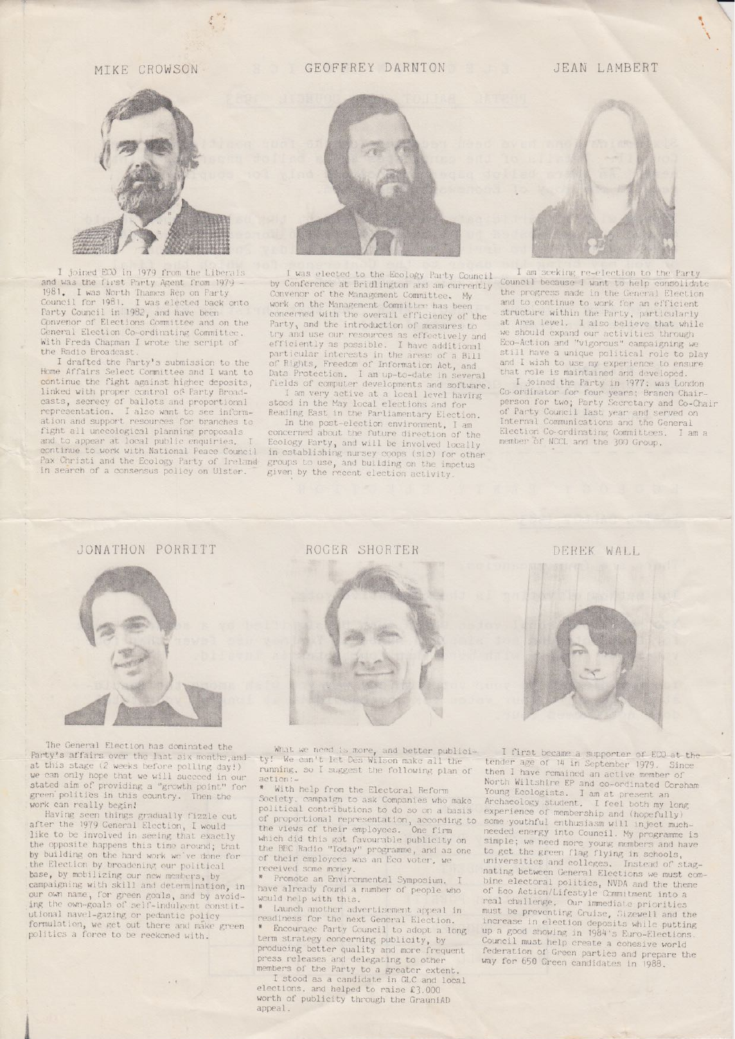## MIKE CROWSON

I joined ECO in 1979 from the Liberals and was the first Party Agent from 1979 - 1981. I was North Thames Rep on Party Council for 1981. I was elected back onto Party Council in 1982, and have been Convenor of Elections Committee and on the General Election Co-ordinating Committee. With Freda Chapman I wrote the script of the Radio Broadcast.

I drafted the Party's submission to the Home Affairs Select Committee and I want to continue the fight against higher deposits, linked with proper control of Party Broadcasts, secrecy of ballots and proportional representation. I also want to see information and support resources for branches to fight all unecological planning proposals and to appear at local public enquiries. I continue to work with National Peace Council Pax Christi and the Ecology Party of Ireland in search of a consensus policy on Ulster.

## GEOFFREY DARNTON

I was elected to the Ecology Party Council by Conference at Bridlington and am currently Convenor of the Management Committee. My work on the Management Committee has been concerned with the overall efficiency of the Party, and the introduction of measures to try and use our resources as effectively and efficiently as possible. I have additional particular interests in the areas of a Bill of Rights, Freedom of Information Act, and Data Protection. I am up-to-date in several fields of computer developments and software.

I am very active at a local level having stood in the May local elections and for Reading East in the Parliamentary Election.

In the post-election environment, I am concerned about the future direction of the Ecology Party, and will be involved locally in establishing nursery coops (sic) for other groups to use, and building on the impetus given by the recent election activity.

## JEAN LAMBERT

I am seeking re-election to the Party Council because I want to help consolidate the progress made in the General Election and to continue to work for an efficient structure within the Party, particularly at Area level. I also believe that while we should expand our activities through Eco-Action and "vigorous" campaigning we still have a unique political role to play and I wish to use my experience to ensure that role is maintained and developed.

I joined the Party in 1977; was London Co-ordinator for four years; Branch Chairperson for two; Party Secretary and Co-Chair of Party Council last year and served on Internal Communications and the General Election Co-ordinating Committees. I am a member of NCCL and the 300 Group.

## JONATHON PORRITT

The General Election has dominated the Party's affairs over the last six months, and at this stage (2 weeks before polling day!) we can only hope that we will succeed in our stated aim of providing a "growth point" for green politics in this country. Then the work can really begin!

Having seen things gradually fizzle out after the 1979 General Election, I would like to be involved in seeing that exactly the opposite happens this time around; that by building on the hard work we've done for the Election by broadening our political base, by mobilizing our new members, by campaigning with skill and determination, in our own name, for green goals, and by avoiding the own-goals of self-indulgent constitutional navel-gazing or pedantic policy formulation, we get out there and make green politics a force to be reckoned with.

## ROGER SHORTER

What we need is more, and better publicity! We can't let Des Wilson make all the running, so I suggest the following plan of action:-

* With help from the Electoral Reform Society, campaign to ask Companies who make political contributions to do so on a basis of proportional representation, according to the views of their employees. One firm which did this got favourable publicity on the BBC Radio "Today" programme, and as one of their employees was an Eco voter, we received some money.
* Promote an Environmental Symposium. I have already found a number of people who would help with this.
* Launch another advertisement appeal in readiness for the next General Election.
* Encourage Party Council to adopt a long term strategy concerning publicity, by producing better quality and more frequent press releases and delegating to other members of the Party to a greater extent.

I stood as a candidate in GLC and local elections, and helped to raise £3,000 worth of publicity through the GrauniAD appeal.

## DEREK WALL

I first became a supporter of ECO at the tender age of 14 in September 1979. Since then I have remained an active member of North Wiltshire EP and co-ordinated Corsham Young Ecologists. I am at present an Archaeology student. I feel both my long experience of membership and (hopefully) some youthful enthusiasm will inject much-needed energy into Council. My programme is simple; we need more young members and have to get the green flag flying in schools, universities and colleges. Instead of stagnating between General Elections we must combine electoral politics, NVDA and the theme of Eco Action/Lifestyle Commitment into a real challenge. Our immediate priorities must be preventing Cruise, Sizewell and the increase in election deposits while putting up a good showing in 1984's Euro-Elections. Council must help create a cohesive world federation of Green parties and prepare the way for 650 Green candidates in 1988.